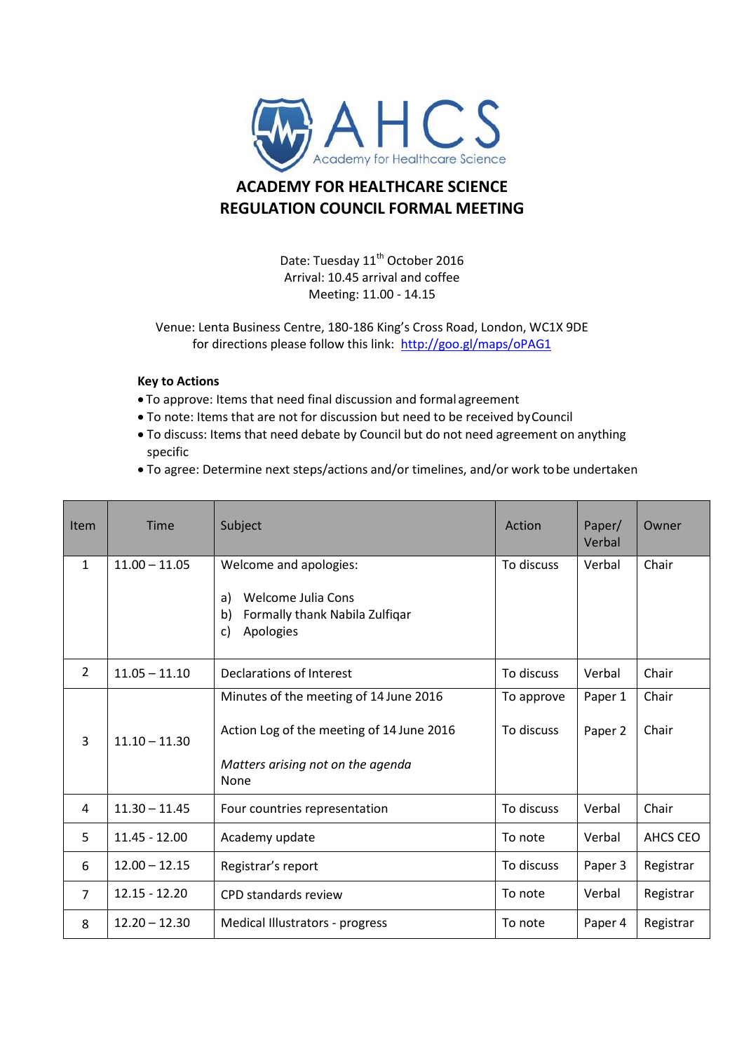# ACADEMY FOR HEALTHCARE SCIENCE
# REGULATION COUNCIL FORMAL MEETING

Date: Tuesday 11th October 2016
Arrival: 10.45 arrival and coffee
Meeting: 11.00 - 14.15

Venue: Lenta Business Centre, 180-186 King's Cross Road, London, WC1X 9DE
for directions please follow this link: http://goo.gl/maps/oPAG1

**Key to Actions**

- To approve: Items that need final discussion and formal agreement
- To note: Items that are not for discussion but need to be received by Council
- To discuss: Items that need debate by Council but do not need agreement on anything specific
- To agree: Determine next steps/actions and/or timelines, and/or work to be undertaken

| Item | Time | Subject | Action | Paper/ Verbal | Owner |
|---|---|---|---|---|---|
| 1 | 11.00 – 11.05 | Welcome and apologies:<br><br>a) Welcome Julia Cons<br>b) Formally thank Nabila Zulfiqar<br>c) Apologies | To discuss | Verbal | Chair |
| 2 | 11.05 – 11.10 | Declarations of Interest | To discuss | Verbal | Chair |
| 3 | 11.10 – 11.30 | Minutes of the meeting of 14 June 2016<br><br>Action Log of the meeting of 14 June 2016<br><br>*Matters arising not on the agenda*<br>None | To approve<br><br>To discuss | Paper 1<br><br>Paper 2 | Chair<br><br>Chair |
| 4 | 11.30 – 11.45 | Four countries representation | To discuss | Verbal | Chair |
| 5 | 11.45 - 12.00 | Academy update | To note | Verbal | AHCS CEO |
| 6 | 12.00 – 12.15 | Registrar's report | To discuss | Paper 3 | Registrar |
| 7 | 12.15 - 12.20 | CPD standards review | To note | Verbal | Registrar |
| 8 | 12.20 – 12.30 | Medical Illustrators - progress | To note | Paper 4 | Registrar |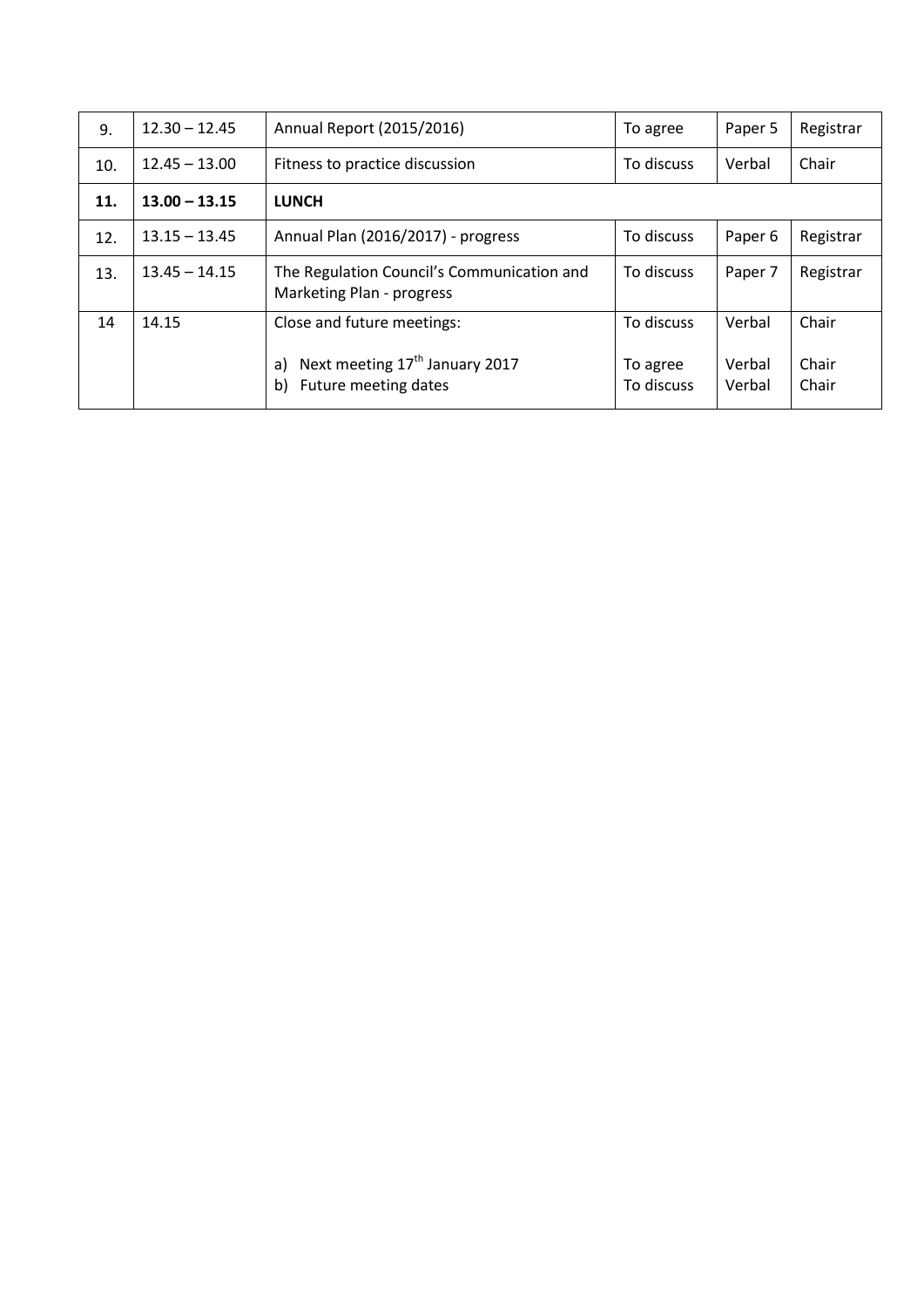| | | | | | |
|---|---|---|---|---|---|
| 9. | 12.30 – 12.45 | Annual Report (2015/2016) | To agree | Paper 5 | Registrar |
| 10. | 12.45 – 13.00 | Fitness to practice discussion | To discuss | Verbal | Chair |
| **11.** | **13.00 – 13.15** | **LUNCH** | | | |
| 12. | 13.15 – 13.45 | Annual Plan (2016/2017) - progress | To discuss | Paper 6 | Registrar |
| 13. | 13.45 – 14.15 | The Regulation Council's Communication and Marketing Plan - progress | To discuss | Paper 7 | Registrar |
| 14 | 14.15 | Close and future meetings:<br><br>a) Next meeting 17th January 2017<br>b) Future meeting dates | To discuss<br><br>To agree<br>To discuss | Verbal<br><br>Verbal<br>Verbal | Chair<br><br>Chair<br>Chair |